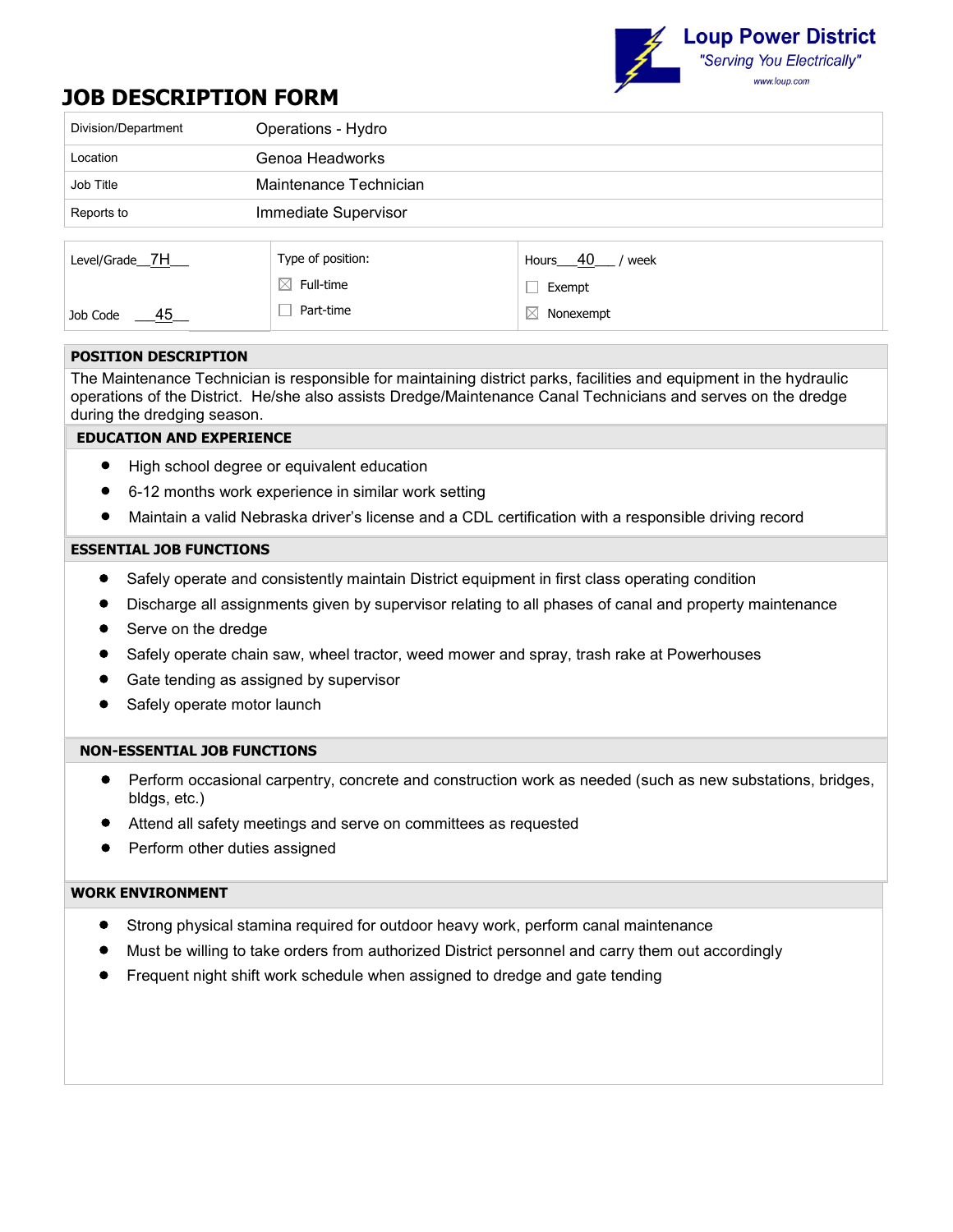Loup Power District
*"Serving You Electrically"*
www.loup.com

# JOB DESCRIPTION FORM

| Division/Department | Operations - Hydro |
|---|---|
| Location | Genoa Headworks |
| Job Title | Maintenance Technician |
| Reports to | Immediate Supervisor |

| | | |
|---|---|---|
| Level/Grade 7H | Type of position: | Hours 40 / week |
| | ☒ Full-time | ☐ Exempt |
| Job Code 45 | ☐ Part-time | ☒ Nonexempt |

## POSITION DESCRIPTION

The Maintenance Technician is responsible for maintaining district parks, facilities and equipment in the hydraulic operations of the District. He/she also assists Dredge/Maintenance Canal Technicians and serves on the dredge during the dredging season.

## EDUCATION AND EXPERIENCE

- High school degree or equivalent education
- 6-12 months work experience in similar work setting
- Maintain a valid Nebraska driver's license and a CDL certification with a responsible driving record

## ESSENTIAL JOB FUNCTIONS

- Safely operate and consistently maintain District equipment in first class operating condition
- Discharge all assignments given by supervisor relating to all phases of canal and property maintenance
- Serve on the dredge
- Safely operate chain saw, wheel tractor, weed mower and spray, trash rake at Powerhouses
- Gate tending as assigned by supervisor
- Safely operate motor launch

## NON-ESSENTIAL JOB FUNCTIONS

- Perform occasional carpentry, concrete and construction work as needed (such as new substations, bridges, bldgs, etc.)
- Attend all safety meetings and serve on committees as requested
- Perform other duties assigned

## WORK ENVIRONMENT

- Strong physical stamina required for outdoor heavy work, perform canal maintenance
- Must be willing to take orders from authorized District personnel and carry them out accordingly
- Frequent night shift work schedule when assigned to dredge and gate tending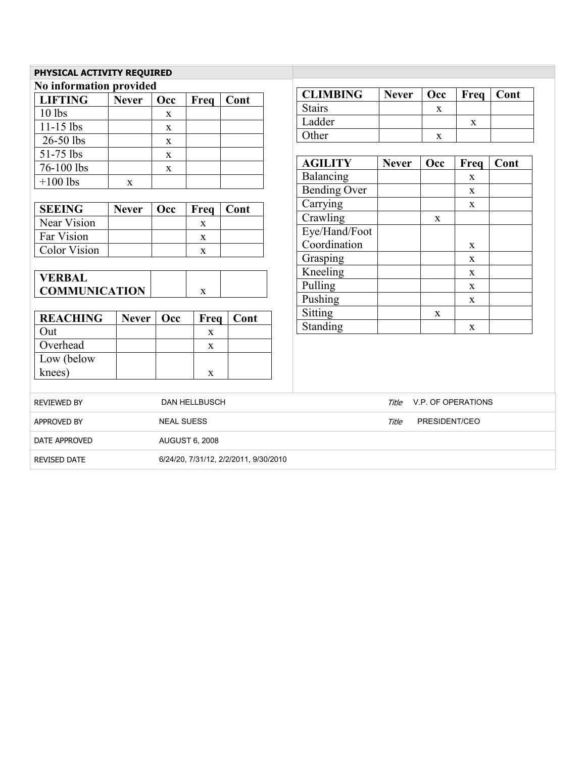## PHYSICAL ACTIVITY REQUIRED

**No information provided**

| LIFTING | Never | Occ | Freq | Cont |
|---|---|---|---|---|
| 10 lbs | | x | | |
| 11-15 lbs | | x | | |
| 26-50 lbs | | x | | |
| 51-75 lbs | | x | | |
| 76-100 lbs | | x | | |
| +100 lbs | x | | | |

| SEEING | Never | Occ | Freq | Cont |
|---|---|---|---|---|
| Near Vision | | | x | |
| Far Vision | | | x | |
| Color Vision | | | x | |

| | | | |
|---|---|---|---|
| VERBAL COMMUNICATION | | x | |

| REACHING | Never | Occ | Freq | Cont |
|---|---|---|---|---|
| Out | | | x | |
| Overhead | | | x | |
| Low (below knees) | | | x | |

| CLIMBING | Never | Occ | Freq | Cont |
|---|---|---|---|---|
| Stairs | | x | | |
| Ladder | | | x | |
| Other | | x | | |

| AGILITY | Never | Occ | Freq | Cont |
|---|---|---|---|---|
| Balancing | | | x | |
| Bending Over | | | x | |
| Carrying | | | x | |
| Crawling | | x | | |
| Eye/Hand/Foot Coordination | | | x | |
| Grasping | | | x | |
| Kneeling | | | x | |
| Pulling | | | x | |
| Pushing | | | x | |
| Sitting | | x | | |
| Standing | | | x | |

| | | | |
|---|---|---|---|
| REVIEWED BY | DAN HELLBUSCH | *Title* | V.P. OF OPERATIONS |
| APPROVED BY | NEAL SUESS | *Title* | PRESIDENT/CEO |
| DATE APPROVED | AUGUST 6, 2008 | | |
| REVISED DATE | 6/24/20, 7/31/12, 2/2/2011, 9/30/2010 | | |